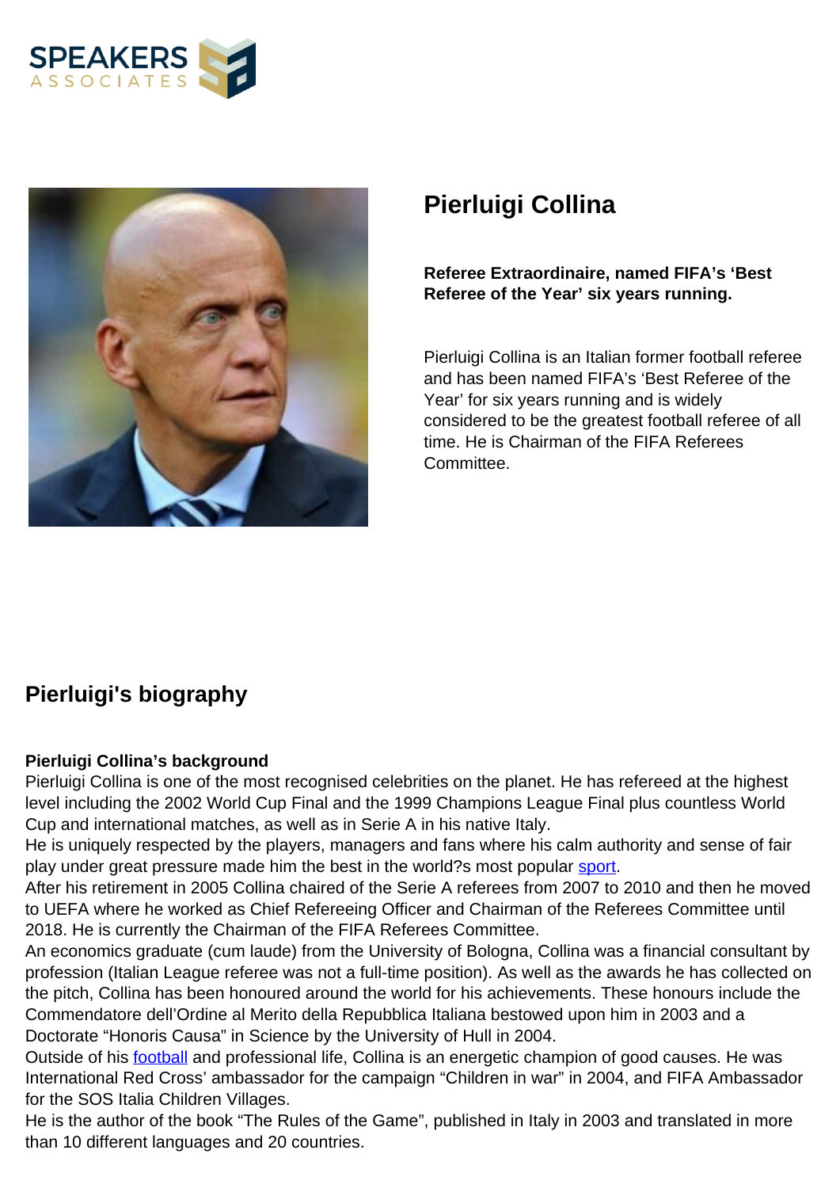# Pierluigi Collina

**Referee Extraordinaire, named FIFA's 'Best Referee of the Year' six years running.**

Pierluigi Collina is an Italian former football referee and has been named FIFA's 'Best Referee of the Year' for six years running and is widely considered to be the greatest football referee of all time. He is Chairman of the FIFA Referees Committee.

## Pierluigi's biography

**Pierluigi Collina's background**

Pierluigi Collina is one of the most recognised celebrities on the planet. He has refereed at the highest level including the 2002 World Cup Final and the 1999 Champions League Final plus countless World Cup and international matches, as well as in Serie A in his native Italy.

He is uniquely respected by the players, managers and fans where his calm authority and sense of fair play under great pressure made him the best in the world?s most popular sport.

After his retirement in 2005 Collina chaired of the Serie A referees from 2007 to 2010 and then he moved to UEFA where he worked as Chief Refereeing Officer and Chairman of the Referees Committee until 2018. He is currently the Chairman of the FIFA Referees Committee.

An economics graduate (cum laude) from the University of Bologna, Collina was a financial consultant by profession (Italian League referee was not a full-time position). As well as the awards he has collected on the pitch, Collina has been honoured around the world for his achievements. These honours include the Commendatore dell'Ordine al Merito della Repubblica Italiana bestowed upon him in 2003 and a Doctorate "Honoris Causa" in Science by the University of Hull in 2004.

Outside of his football and professional life, Collina is an energetic champion of good causes. He was International Red Cross' ambassador for the campaign "Children in war" in 2004, and FIFA Ambassador for the SOS Italia Children Villages.

He is the author of the book "The Rules of the Game", published in Italy in 2003 and translated in more than 10 different languages and 20 countries.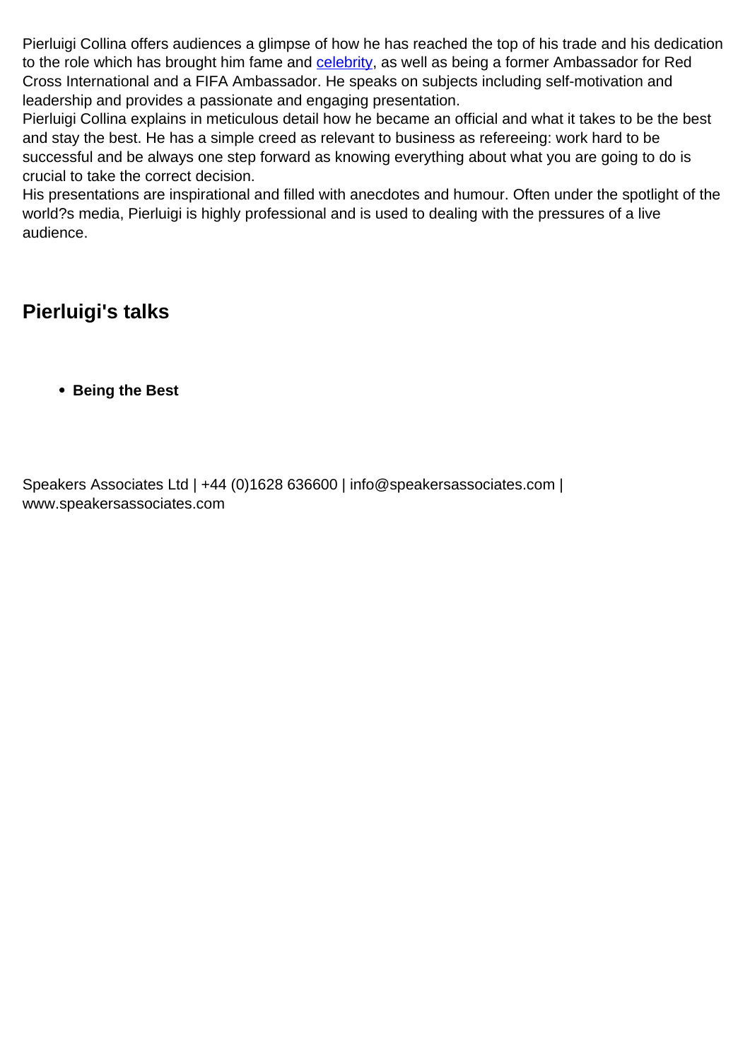Pierluigi Collina offers audiences a glimpse of how he has reached the top of his trade and his dedication to the role which has brought him fame and [celebrity](#), as well as being a former Ambassador for Red Cross International and a FIFA Ambassador. He speaks on subjects including self-motivation and leadership and provides a passionate and engaging presentation.

Pierluigi Collina explains in meticulous detail how he became an official and what it takes to be the best and stay the best. He has a simple creed as relevant to business as refereeing: work hard to be successful and be always one step forward as knowing everything about what you are going to do is crucial to take the correct decision.

His presentations are inspirational and filled with anecdotes and humour. Often under the spotlight of the world?s media, Pierluigi is highly professional and is used to dealing with the pressures of a live audience.

## Pierluigi's talks

- **Being the Best**

Speakers Associates Ltd | +44 (0)1628 636600 | info@speakersassociates.com | www.speakersassociates.com